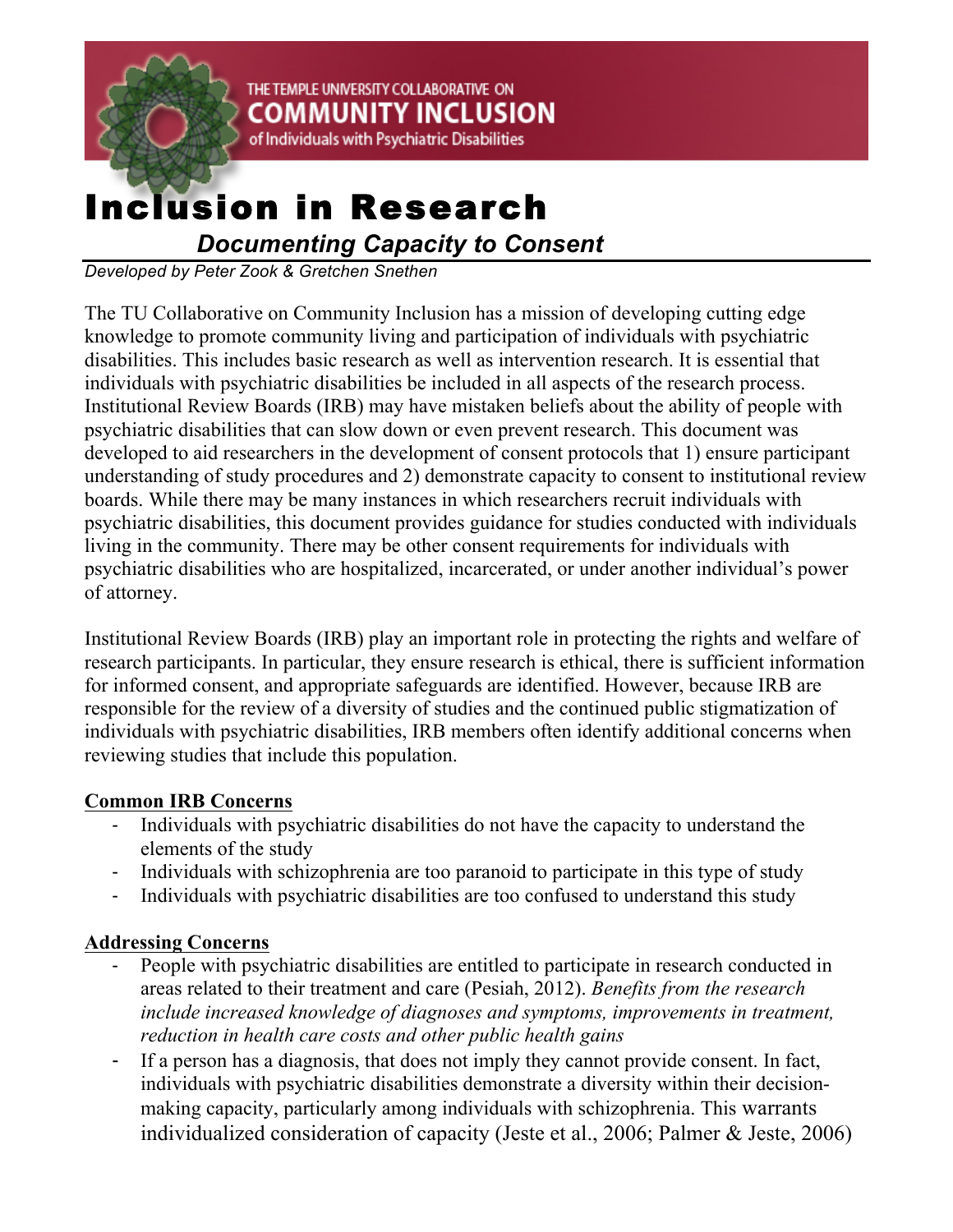THE TEMPLE UNIVERSITY COLLABORATIVE ON
**COMMUNITY INCLUSION**
of Individuals with Psychiatric Disabilities

# Inclusion in Research

## *Documenting Capacity to Consent*

*Developed by Peter Zook & Gretchen Snethen*

The TU Collaborative on Community Inclusion has a mission of developing cutting edge knowledge to promote community living and participation of individuals with psychiatric disabilities. This includes basic research as well as intervention research. It is essential that individuals with psychiatric disabilities be included in all aspects of the research process. Institutional Review Boards (IRB) may have mistaken beliefs about the ability of people with psychiatric disabilities that can slow down or even prevent research. This document was developed to aid researchers in the development of consent protocols that 1) ensure participant understanding of study procedures and 2) demonstrate capacity to consent to institutional review boards. While there may be many instances in which researchers recruit individuals with psychiatric disabilities, this document provides guidance for studies conducted with individuals living in the community. There may be other consent requirements for individuals with psychiatric disabilities who are hospitalized, incarcerated, or under another individual's power of attorney.

Institutional Review Boards (IRB) play an important role in protecting the rights and welfare of research participants. In particular, they ensure research is ethical, there is sufficient information for informed consent, and appropriate safeguards are identified. However, because IRB are responsible for the review of a diversity of studies and the continued public stigmatization of individuals with psychiatric disabilities, IRB members often identify additional concerns when reviewing studies that include this population.

**Common IRB Concerns**

- Individuals with psychiatric disabilities do not have the capacity to understand the elements of the study
- Individuals with schizophrenia are too paranoid to participate in this type of study
- Individuals with psychiatric disabilities are too confused to understand this study

**Addressing Concerns**

- People with psychiatric disabilities are entitled to participate in research conducted in areas related to their treatment and care (Pesiah, 2012). *Benefits from the research include increased knowledge of diagnoses and symptoms, improvements in treatment, reduction in health care costs and other public health gains*
- If a person has a diagnosis, that does not imply they cannot provide consent. In fact, individuals with psychiatric disabilities demonstrate a diversity within their decision-making capacity, particularly among individuals with schizophrenia. This warrants individualized consideration of capacity (Jeste et al., 2006; Palmer & Jeste, 2006)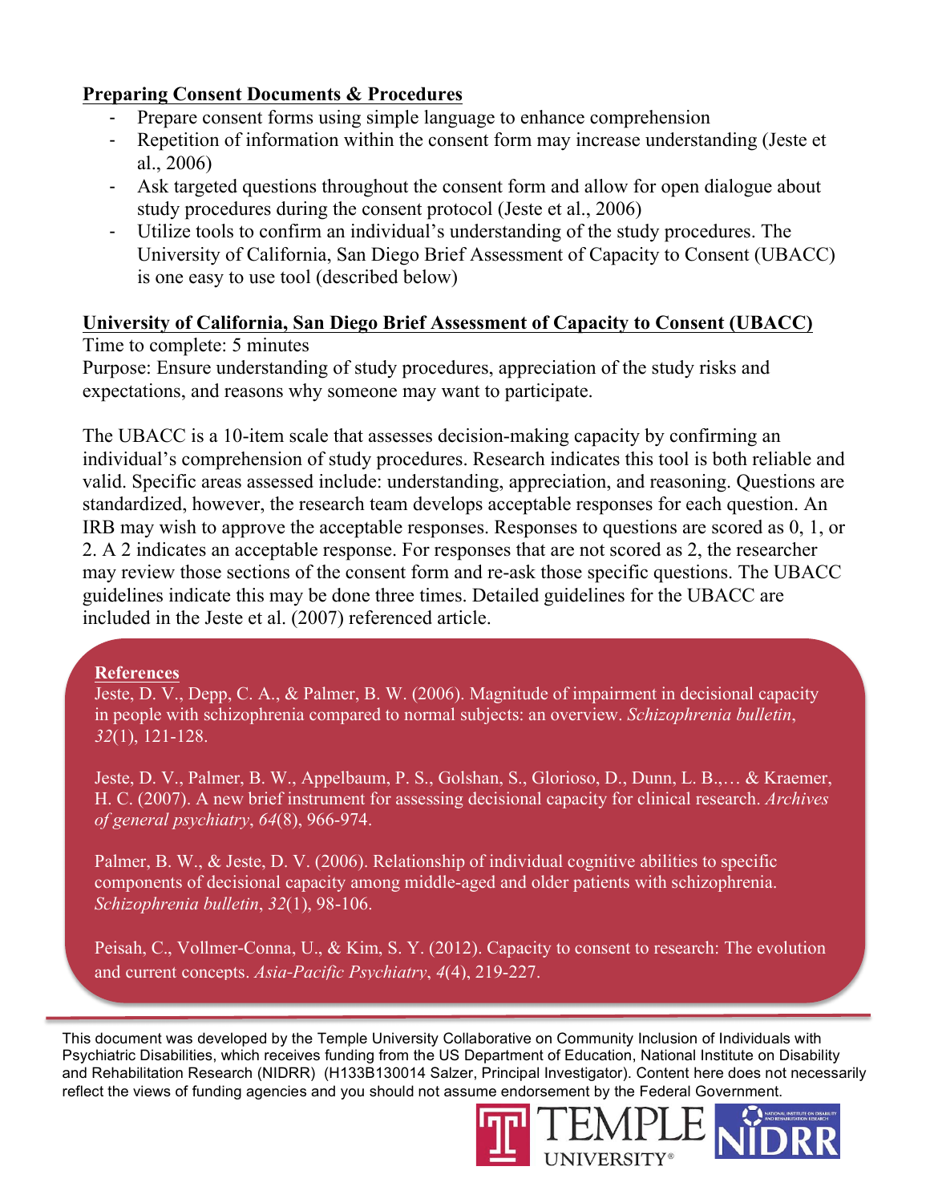**Preparing Consent Documents & Procedures**

- Prepare consent forms using simple language to enhance comprehension
- Repetition of information within the consent form may increase understanding (Jeste et al., 2006)
- Ask targeted questions throughout the consent form and allow for open dialogue about study procedures during the consent protocol (Jeste et al., 2006)
- Utilize tools to confirm an individual's understanding of the study procedures. The University of California, San Diego Brief Assessment of Capacity to Consent (UBACC) is one easy to use tool (described below)

**University of California, San Diego Brief Assessment of Capacity to Consent (UBACC)**

Time to complete: 5 minutes

Purpose: Ensure understanding of study procedures, appreciation of the study risks and expectations, and reasons why someone may want to participate.

The UBACC is a 10-item scale that assesses decision-making capacity by confirming an individual's comprehension of study procedures. Research indicates this tool is both reliable and valid. Specific areas assessed include: understanding, appreciation, and reasoning. Questions are standardized, however, the research team develops acceptable responses for each question. An IRB may wish to approve the acceptable responses. Responses to questions are scored as 0, 1, or 2. A 2 indicates an acceptable response. For responses that are not scored as 2, the researcher may review those sections of the consent form and re-ask those specific questions. The UBACC guidelines indicate this may be done three times. Detailed guidelines for the UBACC are included in the Jeste et al. (2007) referenced article.

**References**

Jeste, D. V., Depp, C. A., & Palmer, B. W. (2006). Magnitude of impairment in decisional capacity in people with schizophrenia compared to normal subjects: an overview. *Schizophrenia bulletin*, *32*(1), 121-128.

Jeste, D. V., Palmer, B. W., Appelbaum, P. S., Golshan, S., Glorioso, D., Dunn, L. B.,… & Kraemer, H. C. (2007). A new brief instrument for assessing decisional capacity for clinical research. *Archives of general psychiatry*, *64*(8), 966-974.

Palmer, B. W., & Jeste, D. V. (2006). Relationship of individual cognitive abilities to specific components of decisional capacity among middle-aged and older patients with schizophrenia. *Schizophrenia bulletin*, *32*(1), 98-106.

Peisah, C., Vollmer-Conna, U., & Kim, S. Y. (2012). Capacity to consent to research: The evolution and current concepts. *Asia-Pacific Psychiatry*, *4*(4), 219-227.

This document was developed by the Temple University Collaborative on Community Inclusion of Individuals with Psychiatric Disabilities, which receives funding from the US Department of Education, National Institute on Disability and Rehabilitation Research (NIDRR) (H133B130014 Salzer, Principal Investigator). Content here does not necessarily reflect the views of funding agencies and you should not assume endorsement by the Federal Government.